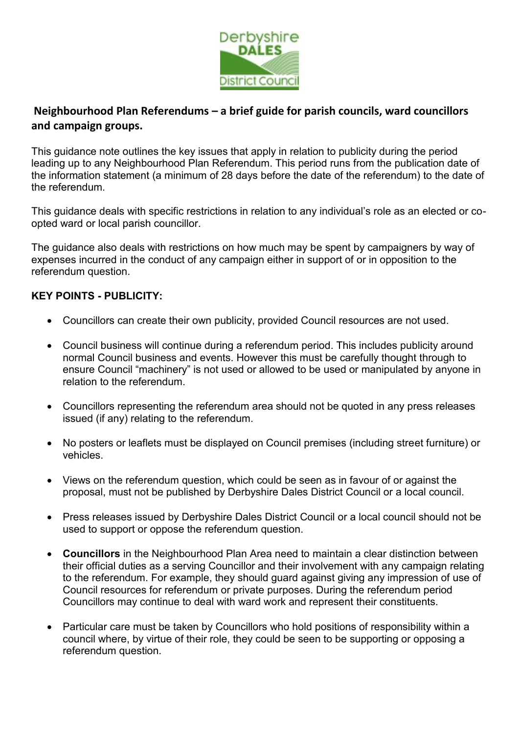## Neighbourhood Plan Referendums – a brief guide for parish councils, ward councillors and campaign groups.

This guidance note outlines the key issues that apply in relation to publicity during the period leading up to any Neighbourhood Plan Referendum. This period runs from the publication date of the information statement (a minimum of 28 days before the date of the referendum) to the date of the referendum.

This guidance deals with specific restrictions in relation to any individual's role as an elected or co-opted ward or local parish councillor.

The guidance also deals with restrictions on how much may be spent by campaigners by way of expenses incurred in the conduct of any campaign either in support of or in opposition to the referendum question.

**KEY POINTS - PUBLICITY:**

- Councillors can create their own publicity, provided Council resources are not used.
- Council business will continue during a referendum period. This includes publicity around normal Council business and events. However this must be carefully thought through to ensure Council "machinery" is not used or allowed to be used or manipulated by anyone in relation to the referendum.
- Councillors representing the referendum area should not be quoted in any press releases issued (if any) relating to the referendum.
- No posters or leaflets must be displayed on Council premises (including street furniture) or vehicles.
- Views on the referendum question, which could be seen as in favour of or against the proposal, must not be published by Derbyshire Dales District Council or a local council.
- Press releases issued by Derbyshire Dales District Council or a local council should not be used to support or oppose the referendum question.
- **Councillors** in the Neighbourhood Plan Area need to maintain a clear distinction between their official duties as a serving Councillor and their involvement with any campaign relating to the referendum. For example, they should guard against giving any impression of use of Council resources for referendum or private purposes. During the referendum period Councillors may continue to deal with ward work and represent their constituents.
- Particular care must be taken by Councillors who hold positions of responsibility within a council where, by virtue of their role, they could be seen to be supporting or opposing a referendum question.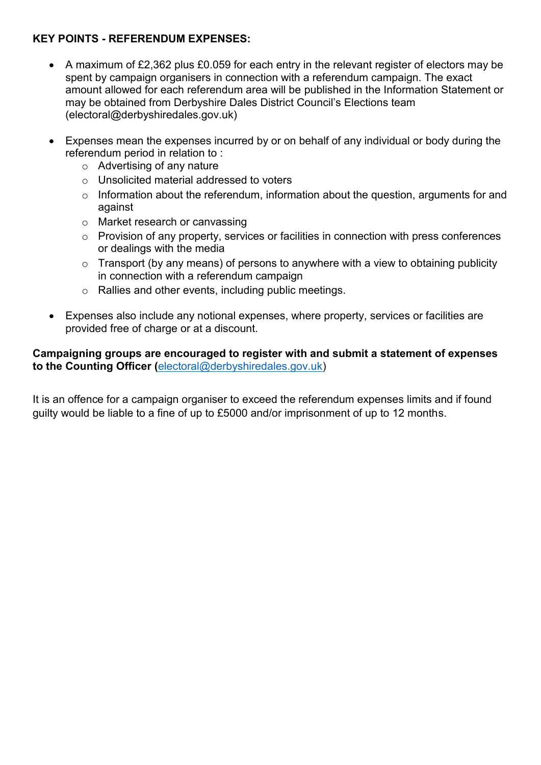**KEY POINTS - REFERENDUM EXPENSES:**

- A maximum of £2,362 plus £0.059 for each entry in the relevant register of electors may be spent by campaign organisers in connection with a referendum campaign. The exact amount allowed for each referendum area will be published in the Information Statement or may be obtained from Derbyshire Dales District Council's Elections team (electoral@derbyshiredales.gov.uk)

- Expenses mean the expenses incurred by or on behalf of any individual or body during the referendum period in relation to :
  - Advertising of any nature
  - Unsolicited material addressed to voters
  - Information about the referendum, information about the question, arguments for and against
  - Market research or canvassing
  - Provision of any property, services or facilities in connection with press conferences or dealings with the media
  - Transport (by any means) of persons to anywhere with a view to obtaining publicity in connection with a referendum campaign
  - Rallies and other events, including public meetings.

- Expenses also include any notional expenses, where property, services or facilities are provided free of charge or at a discount.

**Campaigning groups are encouraged to register with and submit a statement of expenses to the Counting Officer (**electoral@derbyshiredales.gov.uk)

It is an offence for a campaign organiser to exceed the referendum expenses limits and if found guilty would be liable to a fine of up to £5000 and/or imprisonment of up to 12 months.